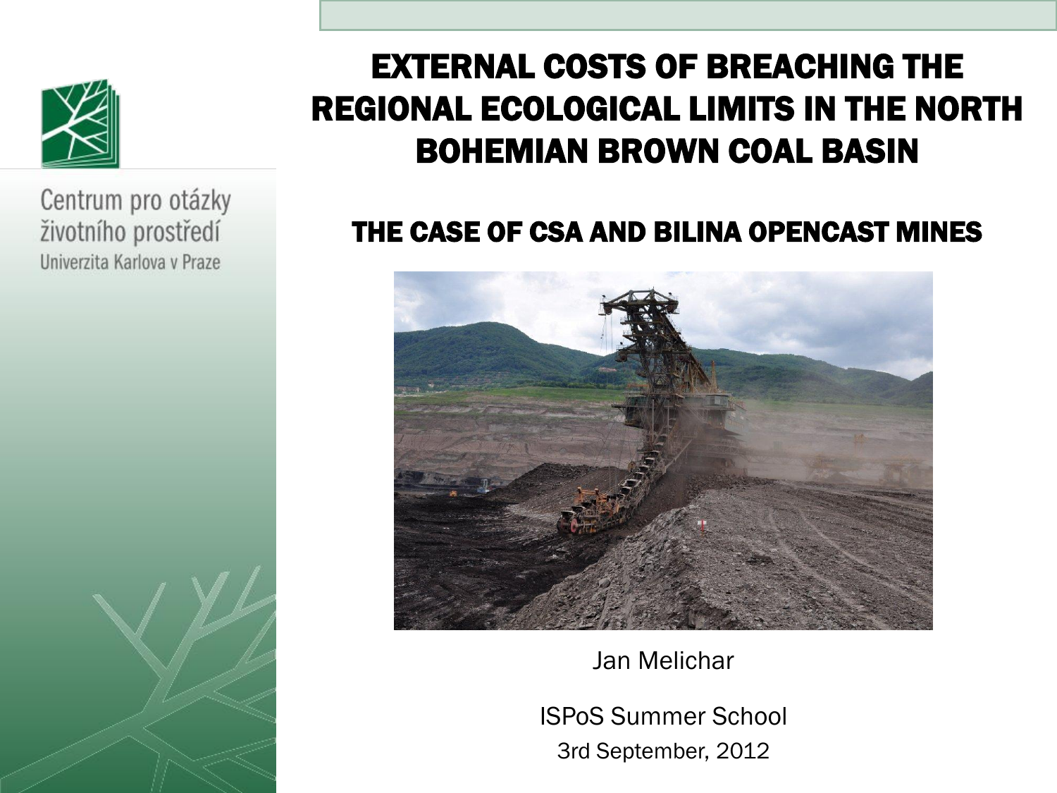Centrum pro otázky životního prostředí
Univerzita Karlova v Praze

# EXTERNAL COSTS OF BREACHING THE REGIONAL ECOLOGICAL LIMITS IN THE NORTH BOHEMIAN BROWN COAL BASIN

## THE CASE OF CSA AND BILINA OPENCAST MINES

Jan Melichar

ISPoS Summer School

3rd September, 2012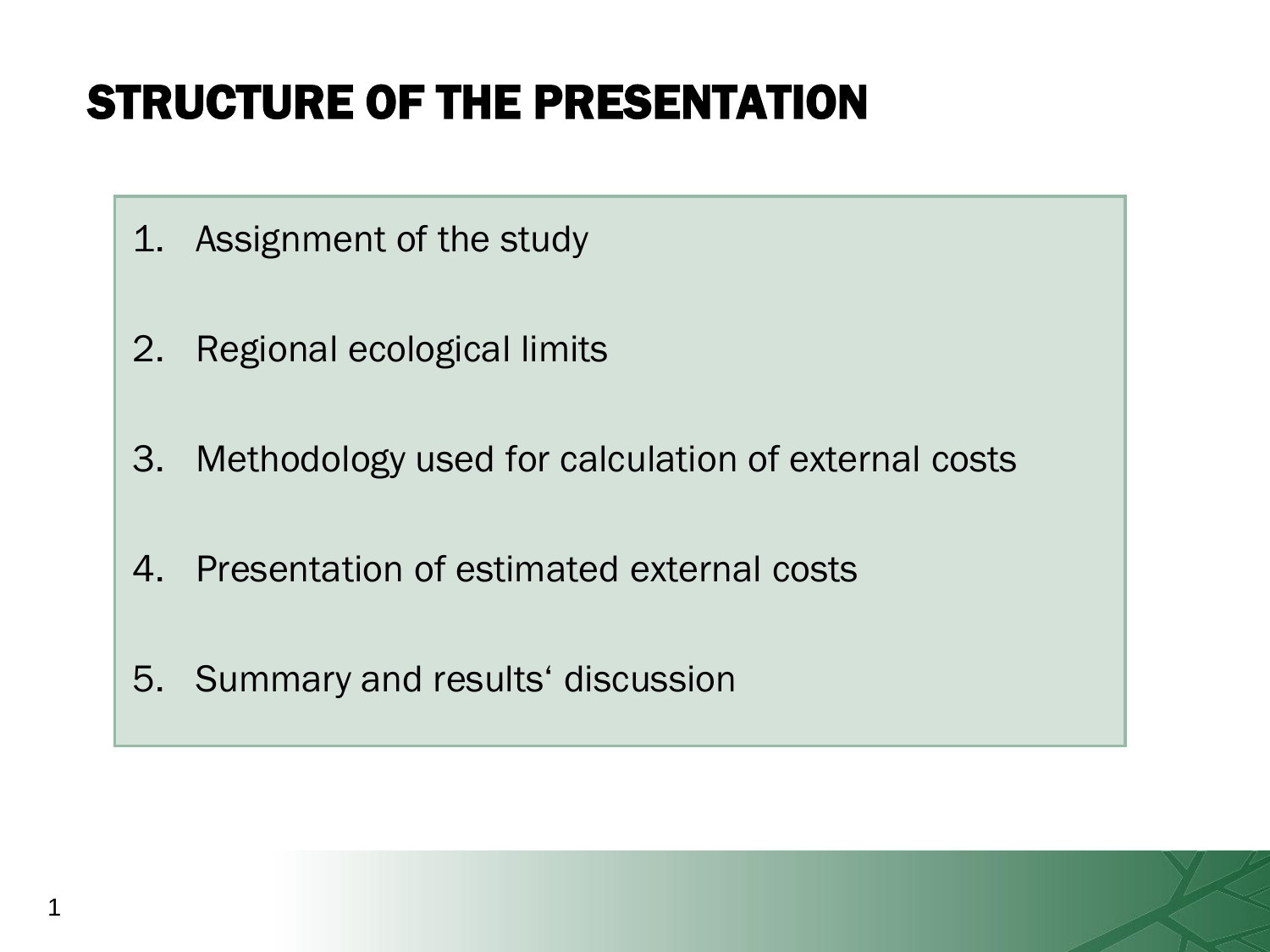# STRUCTURE OF THE PRESENTATION

1. Assignment of the study
2. Regional ecological limits
3. Methodology used for calculation of external costs
4. Presentation of estimated external costs
5. Summary and results‘ discussion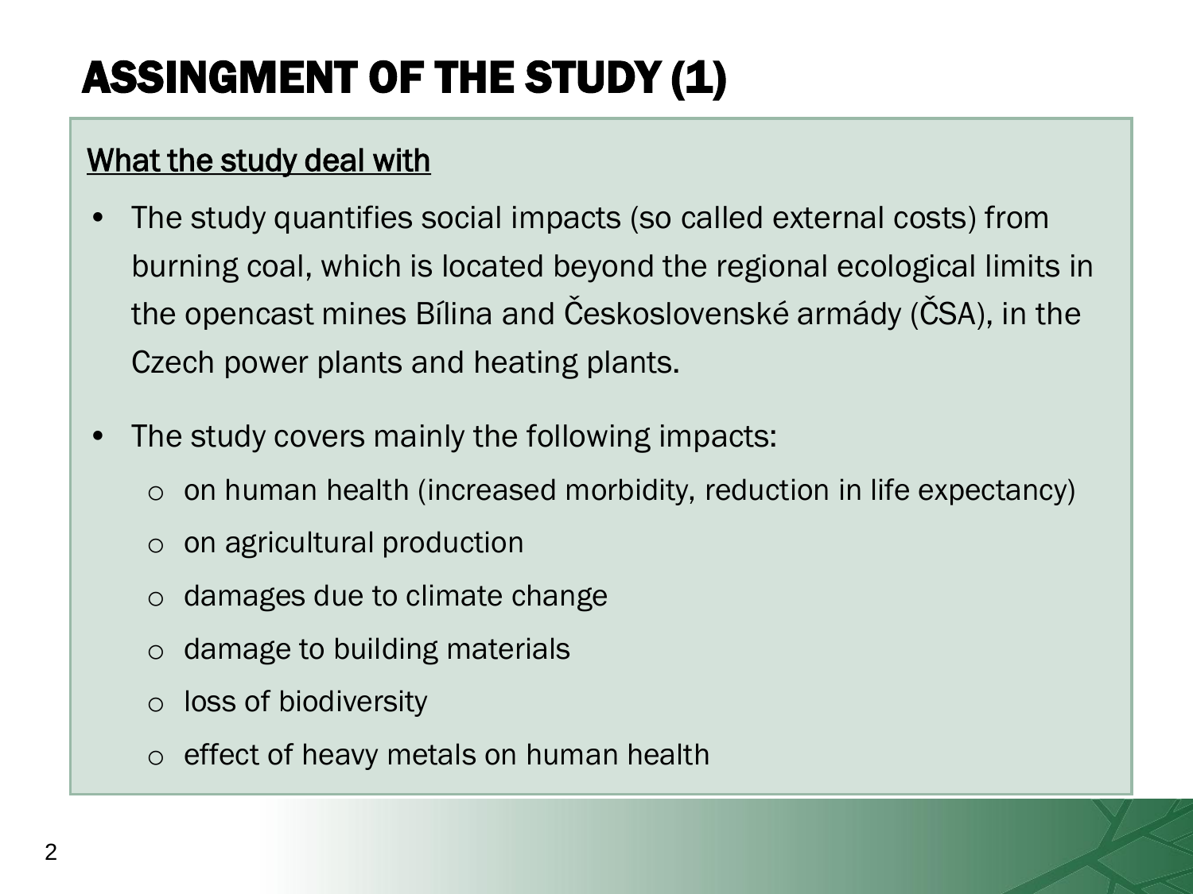# ASSINGMENT OF THE STUDY (1)

<u>What the study deal with</u>

- The study quantifies social impacts (so called external costs) from burning coal, which is located beyond the regional ecological limits in the opencast mines Bílina and Československé armády (ČSA), in the Czech power plants and heating plants.

- The study covers mainly the following impacts:
  - on human health (increased morbidity, reduction in life expectancy)
  - on agricultural production
  - damages due to climate change
  - damage to building materials
  - loss of biodiversity
  - effect of heavy metals on human health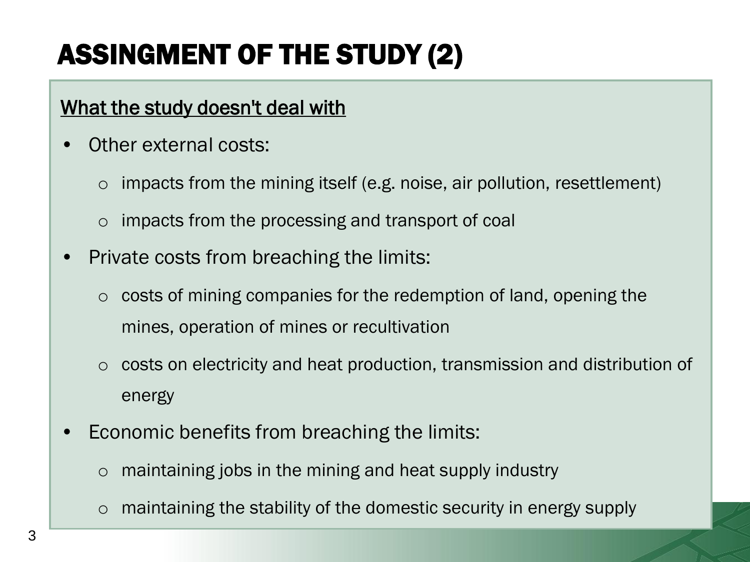# ASSINGMENT OF THE STUDY (2)

<u>What the study doesn't deal with</u>

- Other external costs:
  - impacts from the mining itself (e.g. noise, air pollution, resettlement)
  - impacts from the processing and transport of coal
- Private costs from breaching the limits:
  - costs of mining companies for the redemption of land, opening the mines, operation of mines or recultivation
  - costs on electricity and heat production, transmission and distribution of energy
- Economic benefits from breaching the limits:
  - maintaining jobs in the mining and heat supply industry
  - maintaining the stability of the domestic security in energy supply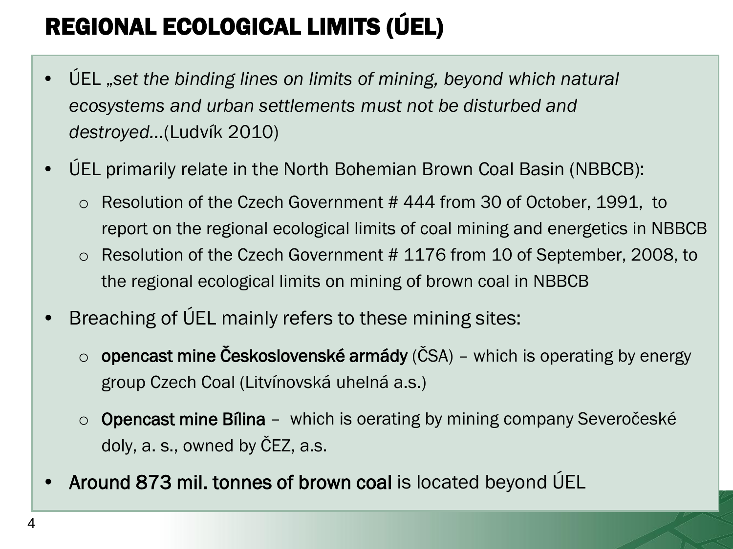# REGIONAL ECOLOGICAL LIMITS (ÚEL)

- ÚEL *„set the binding lines on limits of mining, beyond which natural ecosystems and urban settlements must not be disturbed and destroyed…*(Ludvík 2010)
- ÚEL primarily relate in the North Bohemian Brown Coal Basin (NBBCB):
  - Resolution of the Czech Government # 444 from 30 of October, 1991, to report on the regional ecological limits of coal mining and energetics in NBBCB
  - Resolution of the Czech Government # 1176 from 10 of September, 2008, to the regional ecological limits on mining of brown coal in NBBCB
- Breaching of ÚEL mainly refers to these mining sites:
  - **opencast mine Československé armády** (ČSA) – which is operating by energy group Czech Coal (Litvínovská uhelná a.s.)
  - **Opencast mine Bílina** – which is oerating by mining company Severočeské doly, a. s., owned by ČEZ, a.s.
- **Around 873 mil. tonnes of brown coal** is located beyond ÚEL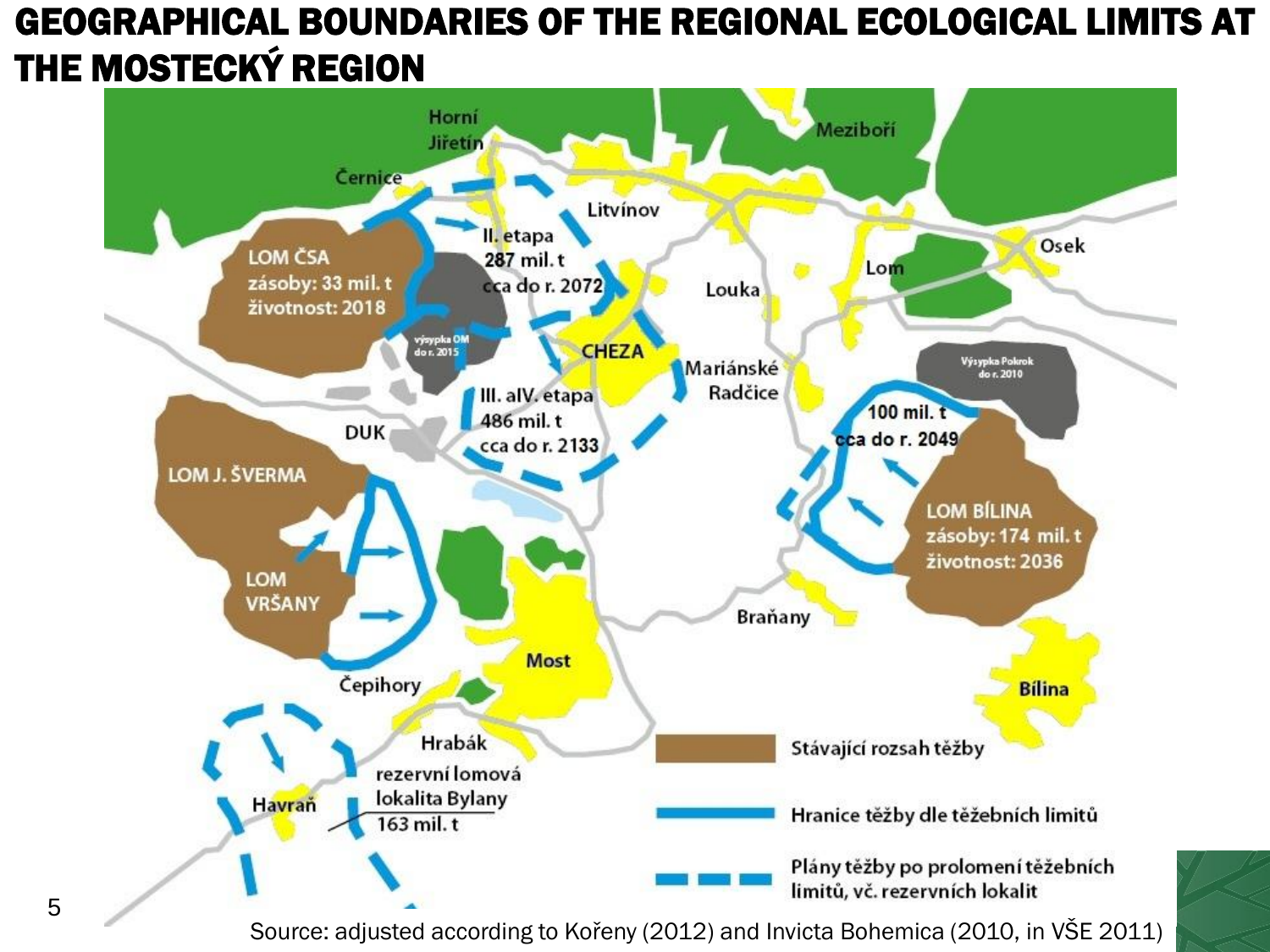# GEOGRAPHICAL BOUNDARIES OF THE REGIONAL ECOLOGICAL LIMITS AT THE MOSTECKÝ REGION

Horní Jiřetín

Meziboří

Černice

Litvínov

II. etapa
287 mil. t
cca do r. 2072

LOM ČSA
zásoby: 33 mil. t
životnost: 2018

výsypka OM do r. 2015

Louka

Lom

Osek

CHEZA

Mariánské Radčice

Výsypka Pokrok do r. 2010

III. aIV. etapa
486 mil. t
cca do r. 2133

100 mil. t
cca do r. 2049

DUK

LOM J. ŠVERMA

LOM BÍLINA
zásoby: 174 mil. t
životnost: 2036

LOM VRŠANY

Braňany

Most

Čepihory

Bílina

Hrabák

Havraň

rezervní lomová lokalita Bylany
163 mil. t

Stávající rozsah těžby

Hranice těžby dle těžebních limitů

Plány těžby po prolomení těžebních limitů, vč. rezervních lokalit

Source: adjusted according to Kořeny (2012) and Invicta Bohemica (2010, in VŠE 2011)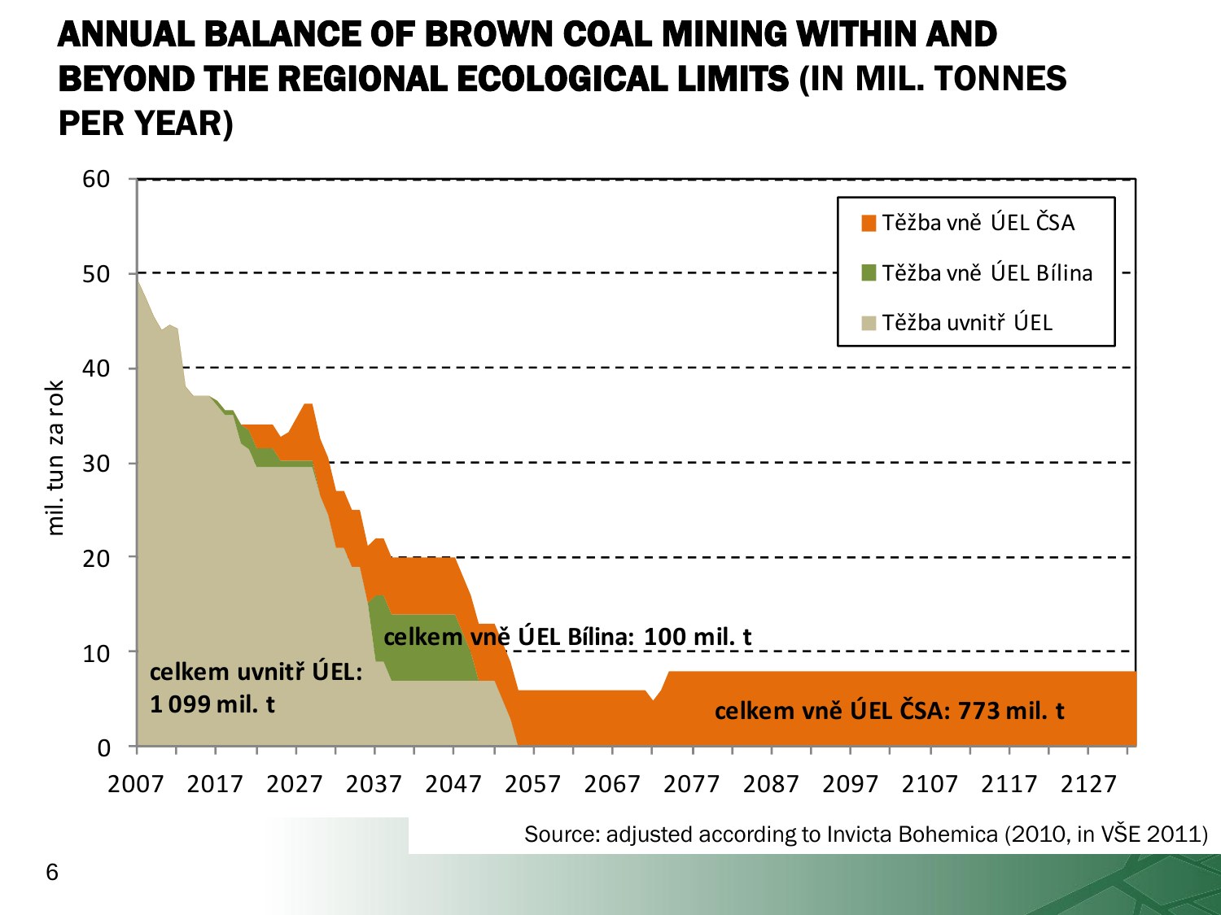# ANNUAL BALANCE OF BROWN COAL MINING WITHIN AND BEYOND THE REGIONAL ECOLOGICAL LIMITS (IN MIL. TONNES PER YEAR)

Těžba vně ÚEL ČSA

Těžba vně ÚEL Bílina

Těžba uvnitř ÚEL

mil. tun za rok

**celkem uvnitř ÚEL: 1 099 mil. t**

**celkem vně ÚEL Bílina: 100 mil. t**

**celkem vně ÚEL ČSA: 773 mil. t**

Source: adjusted according to Invicta Bohemica (2010, in VŠE 2011)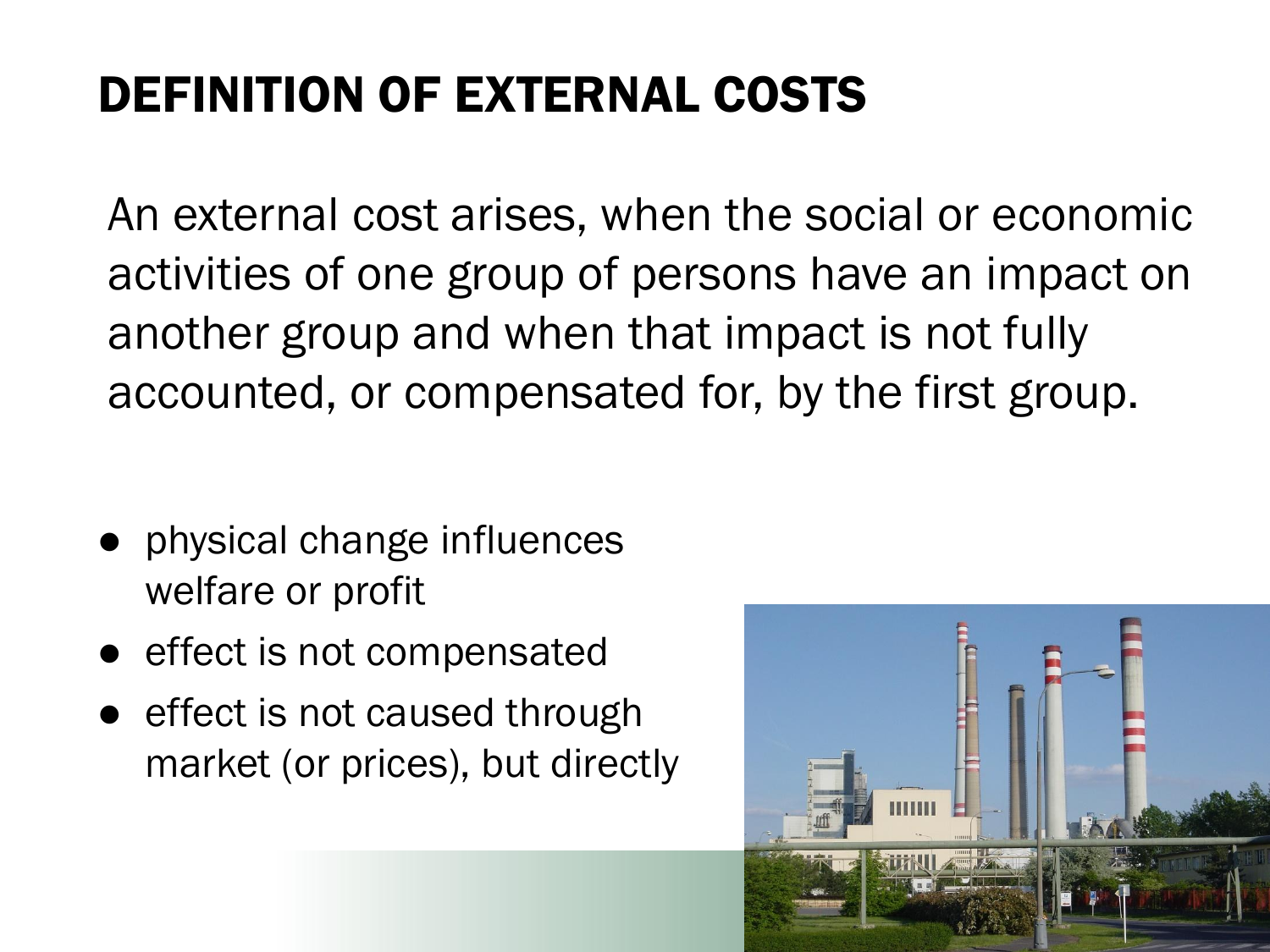# DEFINITION OF EXTERNAL COSTS

An external cost arises, when the social or economic activities of one group of persons have an impact on another group and when that impact is not fully accounted, or compensated for, by the first group.

- physical change influences welfare or profit
- effect is not compensated
- effect is not caused through market (or prices), but directly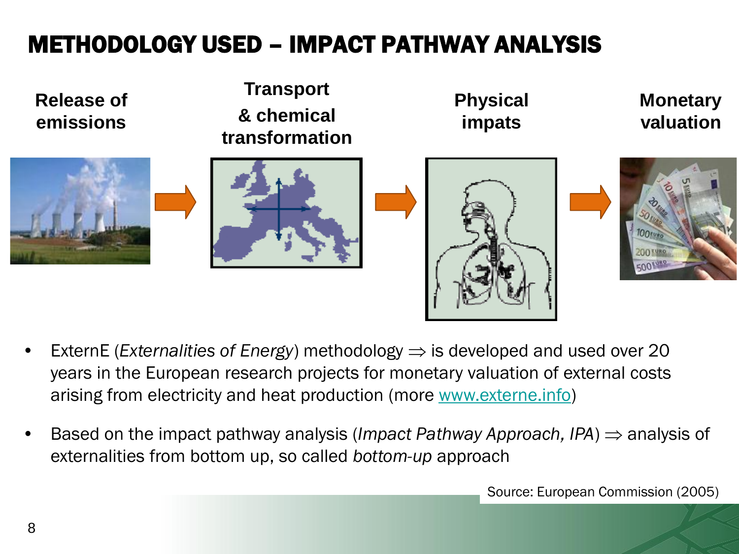# METHODOLOGY USED – IMPACT PATHWAY ANALYSIS

**Release of emissions** → **Transport & chemical transformation** → **Physical impats** → **Monetary valuation**

- ExternE (*Externalities of Energy*) methodology ⇒ is developed and used over 20 years in the European research projects for monetary valuation of external costs arising from electricity and heat production (more [www.externe.info](www.externe.info))
- Based on the impact pathway analysis (*Impact Pathway Approach, IPA*) ⇒ analysis of externalities from bottom up, so called *bottom-up* approach

Source: European Commission (2005)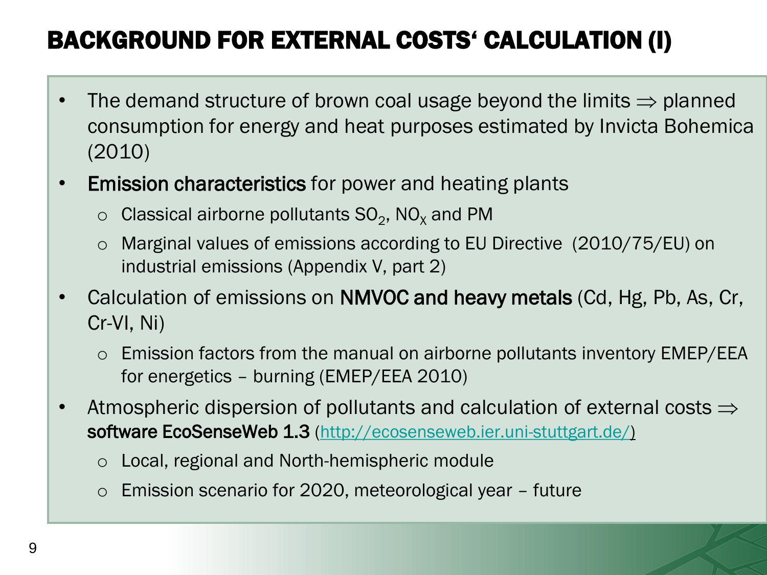# BACKGROUND FOR EXTERNAL COSTS‘ CALCULATION (I)

- The demand structure of brown coal usage beyond the limits ⇒ planned consumption for energy and heat purposes estimated by Invicta Bohemica (2010)
- **Emission characteristics** for power and heating plants
  - Classical airborne pollutants $SO_2$, $NO_X$ and PM
  - Marginal values of emissions according to EU Directive (2010/75/EU) on industrial emissions (Appendix V, part 2)
- Calculation of emissions on **NMVOC and heavy metals** (Cd, Hg, Pb, As, Cr, Cr-VI, Ni)
  - Emission factors from the manual on airborne pollutants inventory EMEP/EEA for energetics – burning (EMEP/EEA 2010)
- Atmospheric dispersion of pollutants and calculation of external costs ⇒ **software EcoSenseWeb 1.3** (http://ecosenseweb.ier.uni-stuttgart.de/)
  - Local, regional and North-hemispheric module
  - Emission scenario for 2020, meteorological year – future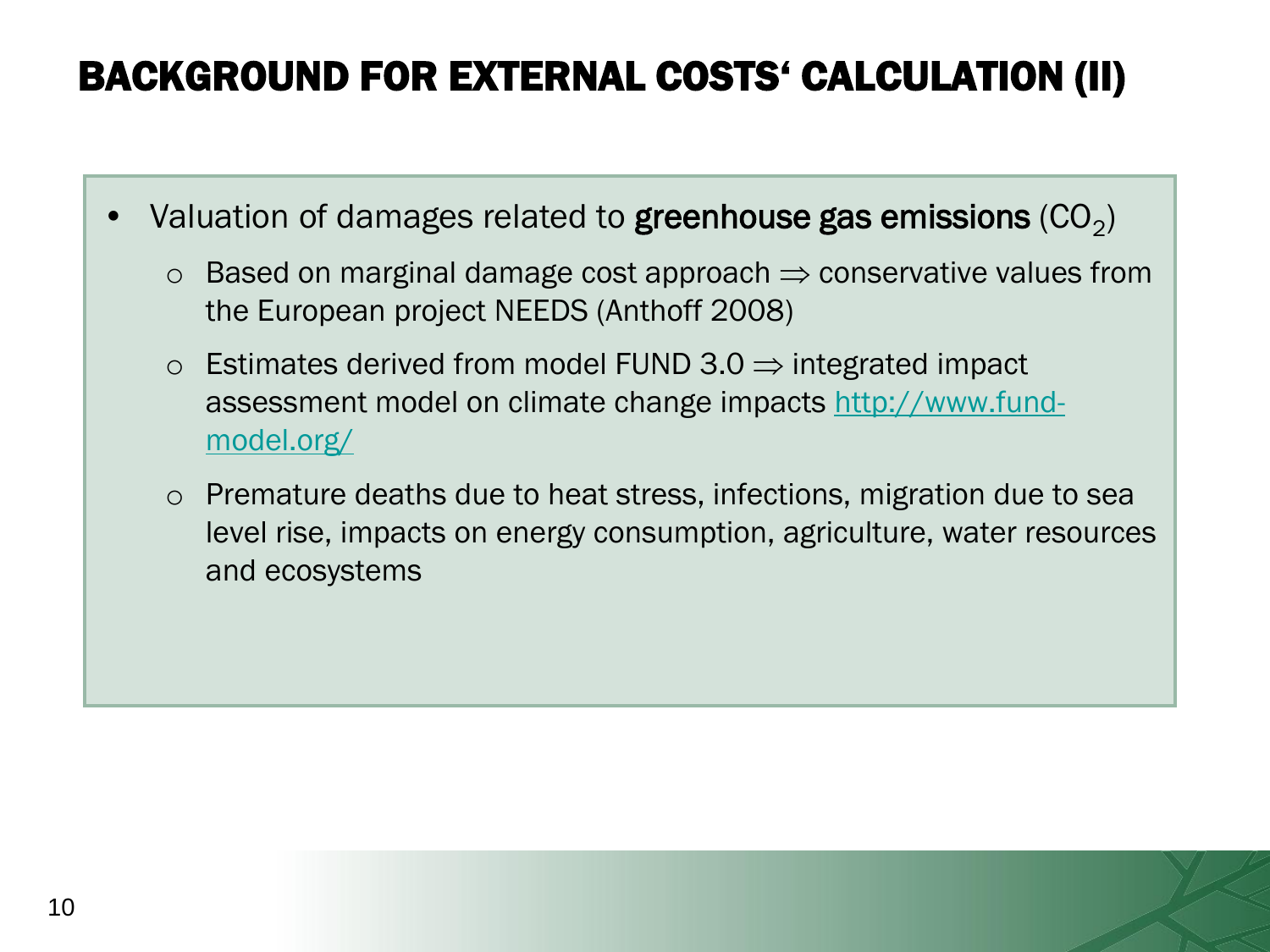# BACKGROUND FOR EXTERNAL COSTS‘ CALCULATION (II)

- Valuation of damages related to **greenhouse gas emissions** ($CO_2$)
  - Based on marginal damage cost approach $\Rightarrow$ conservative values from the European project NEEDS (Anthoff 2008)
  - Estimates derived from model FUND 3.0 $\Rightarrow$ integrated impact assessment model on climate change impacts http://www.fund-model.org/
  - Premature deaths due to heat stress, infections, migration due to sea level rise, impacts on energy consumption, agriculture, water resources and ecosystems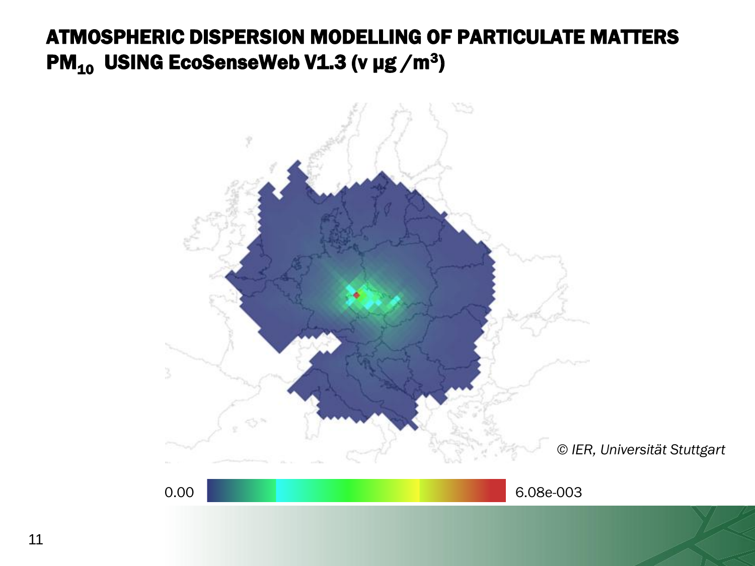# ATMOSPHERIC DISPERSION MODELLING OF PARTICULATE MATTERS $PM_{10}$ USING EcoSenseWeb V1.3 (v µg /m$^3$)

© IER, Universität Stuttgart

0.00 — 6.08e-003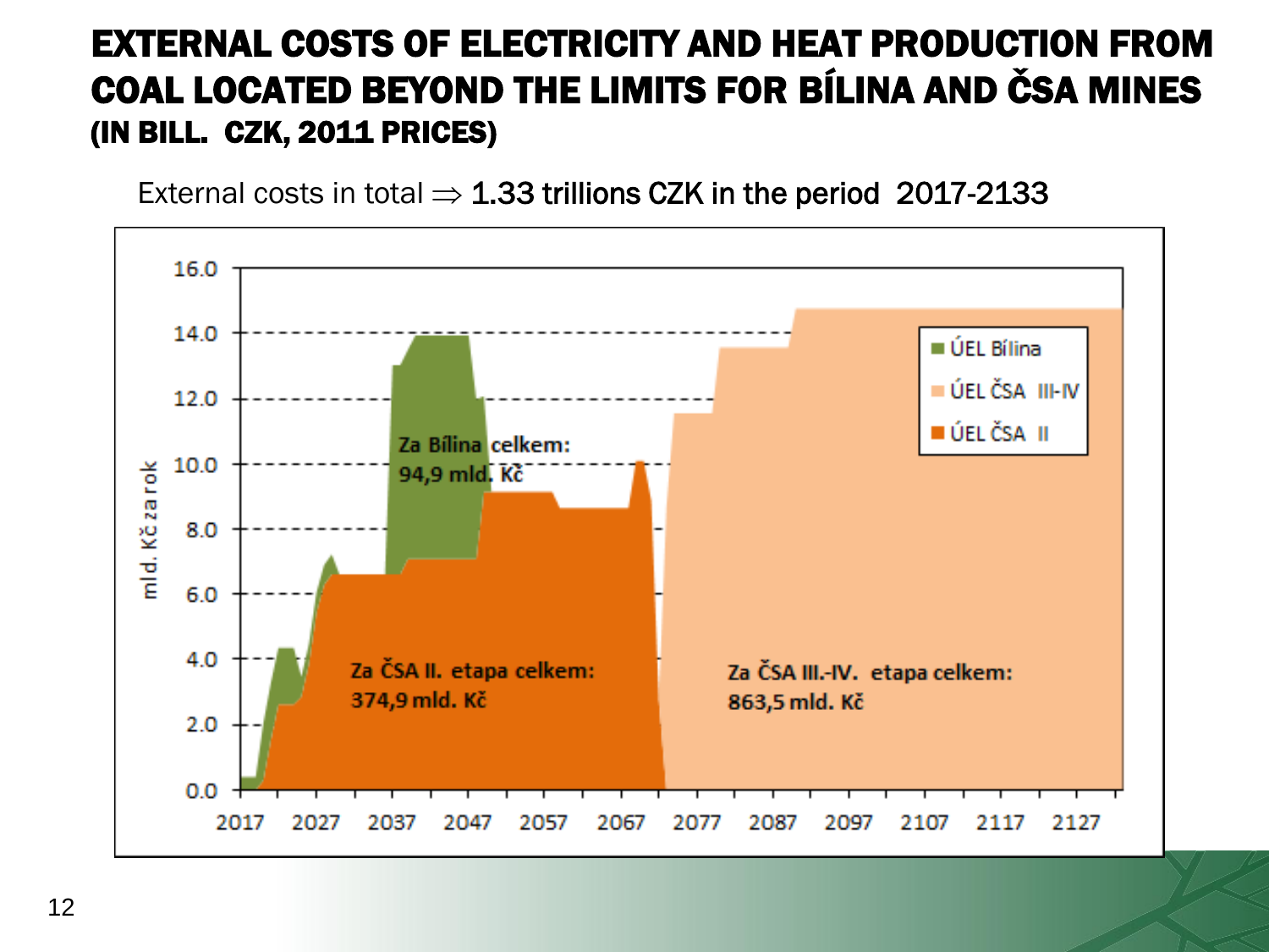# EXTERNAL COSTS OF ELECTRICITY AND HEAT PRODUCTION FROM COAL LOCATED BEYOND THE LIMITS FOR BÍLINA AND ČSA MINES (IN BILL. CZK, 2011 PRICES)

External costs in total ⇒ **1.33 trillions CZK in the period 2017-2133**

mld. Kč za rok

ÚEL Bílina
ÚEL ČSA III-IV
ÚEL ČSA II

Za Bílina celkem: 94,9 mld. Kč

Za ČSA II. etapa celkem: 374,9 mld. Kč

Za ČSA III.-IV. etapa celkem: 863,5 mld. Kč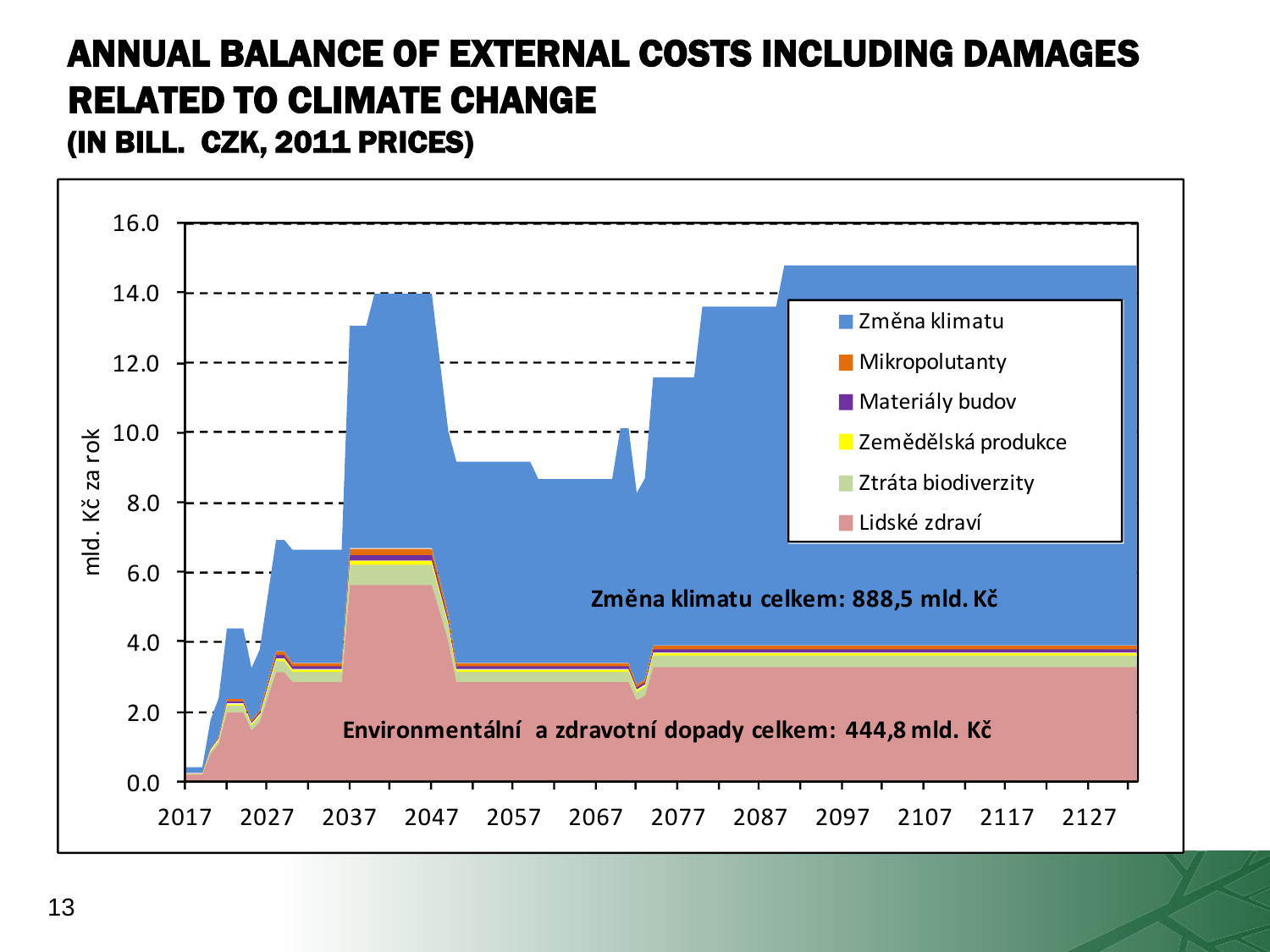# ANNUAL BALANCE OF EXTERNAL COSTS INCLUDING DAMAGES RELATED TO CLIMATE CHANGE

### (IN BILL. CZK, 2011 PRICES)

mld. Kč za rok

Legend:
- Změna klimatu
- Mikropolutanty
- Materiály budov
- Zemědělská produkce
- Ztráta biodiverzity
- Lidské zdraví

**Změna klimatu celkem: 888,5 mld. Kč**

**Environmentální a zdravotní dopady celkem: 444,8 mld. Kč**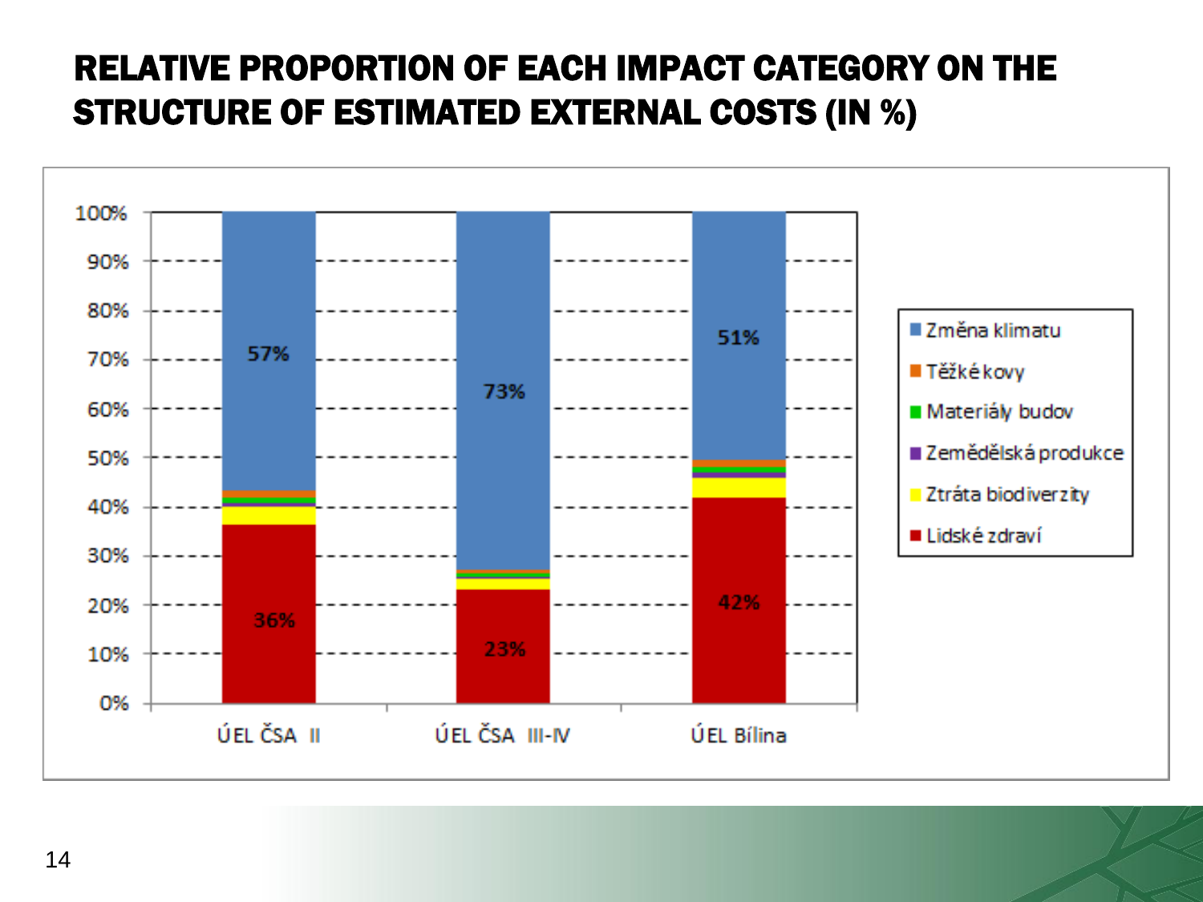# RELATIVE PROPORTION OF EACH IMPACT CATEGORY ON THE STRUCTURE OF ESTIMATED EXTERNAL COSTS (IN %)

| | ÚEL ČSA II | ÚEL ČSA III-IV | ÚEL Bílina |
|---|---|---|---|
| Změna klimatu | 57% | 73% | 51% |
| Lidské zdraví | 36% | 23% | 42% |

Legend: Změna klimatu, Těžké kovy, Materiály budov, Zemědělská produkce, Ztráta biodiverzity, Lidské zdraví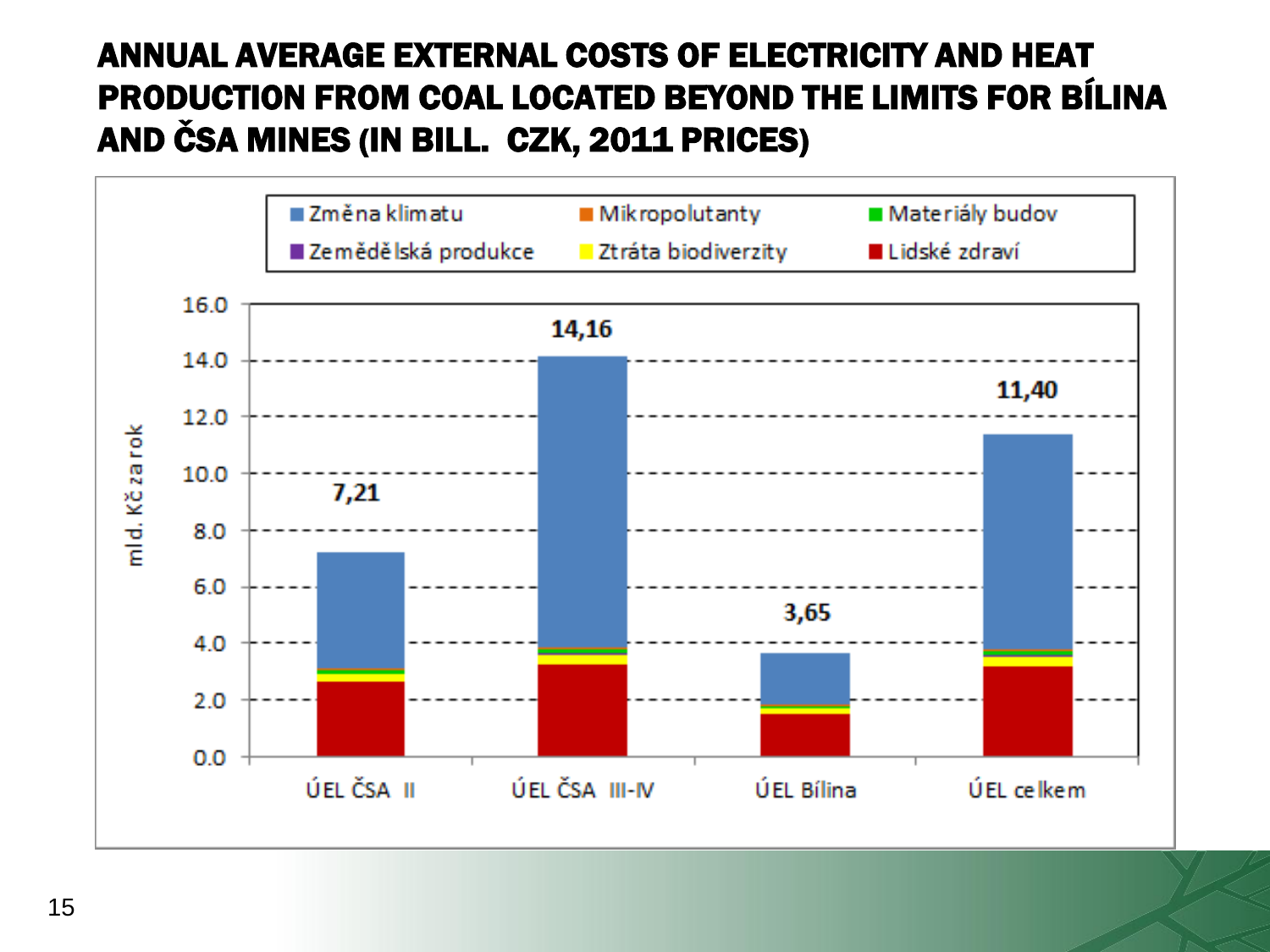# ANNUAL AVERAGE EXTERNAL COSTS OF ELECTRICITY AND HEAT PRODUCTION FROM COAL LOCATED BEYOND THE LIMITS FOR BÍLINA AND ČSA MINES (IN BILL. CZK, 2011 PRICES)

Legend: Změna klimatu, Mikropolutanty, Materiály budov, Zemědělská produkce, Ztráta biodiverzity, Lidské zdraví

Y-axis: mld. Kč za rok

| | ÚEL ČSA II | ÚEL ČSA III-IV | ÚEL Bílina | ÚEL celkem |
|---|---|---|---|---|
| Total | 7,21 | 14,16 | 3,65 | 11,40 |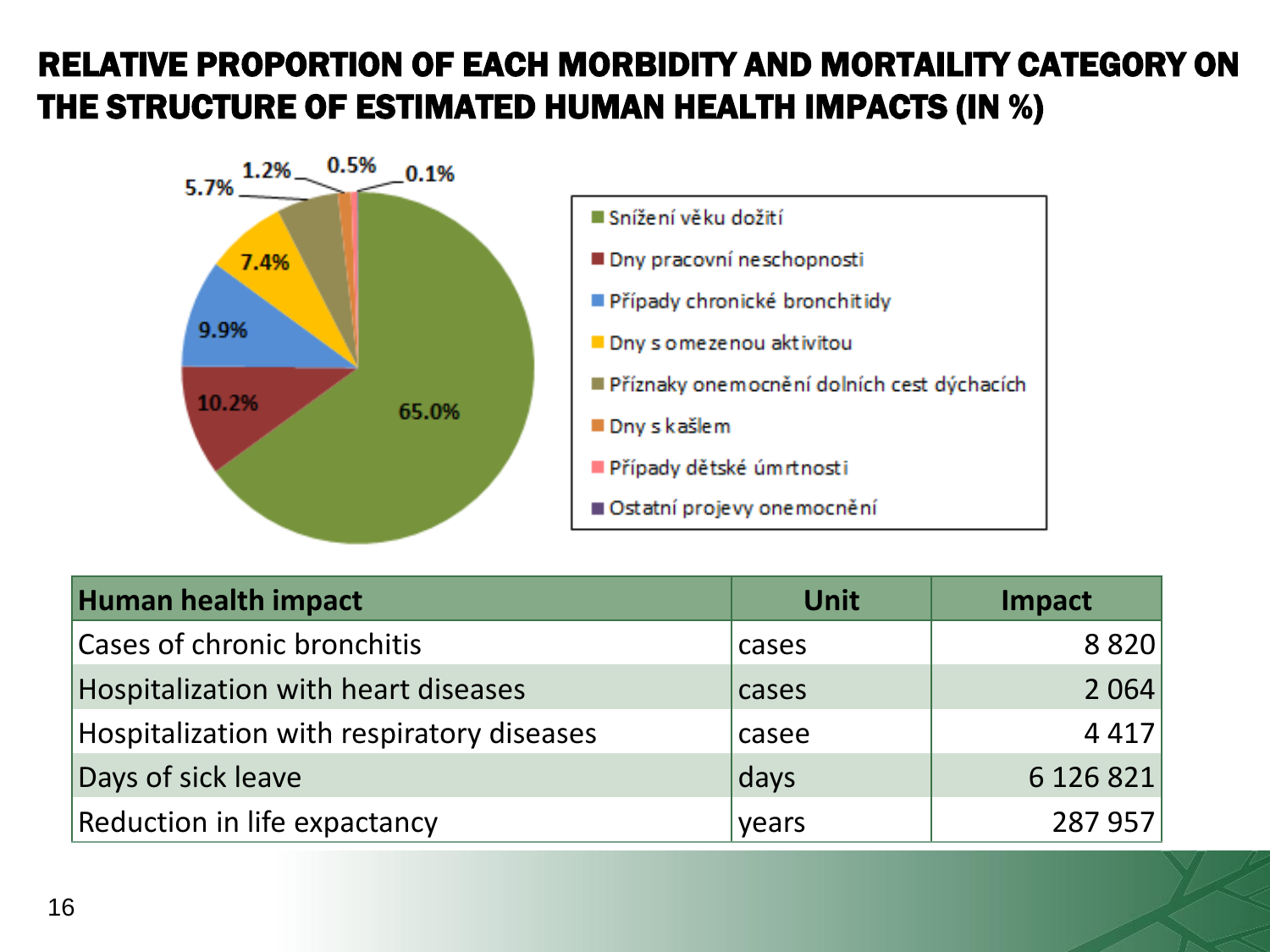# RELATIVE PROPORTION OF EACH MORBIDITY AND MORTAILITY CATEGORY ON THE STRUCTURE OF ESTIMATED HUMAN HEALTH IMPACTS (IN %)

| Category | % |
|---|---|
| Snížení věku dožití | 65.0% |
| Dny pracovní neschopnosti | 10.2% |
| Případy chronické bronchitidy | 9.9% |
| Dny s omezenou aktivitou | 7.4% |
| Příznaky onemocnění dolních cest dýchacích | 5.7% |
| Dny s kašlem | 1.2% |
| Případy dětské úmrtnosti | 0.5% |
| Ostatní projevy onemocnění | 0.1% |

| Human health impact | Unit | Impact |
|---|---|---|
| Cases of chronic bronchitis | cases | 8 820 |
| Hospitalization with heart diseases | cases | 2 064 |
| Hospitalization with respiratory diseases | casee | 4 417 |
| Days of sick leave | days | 6 126 821 |
| Reduction in life expectancy | years | 287 957 |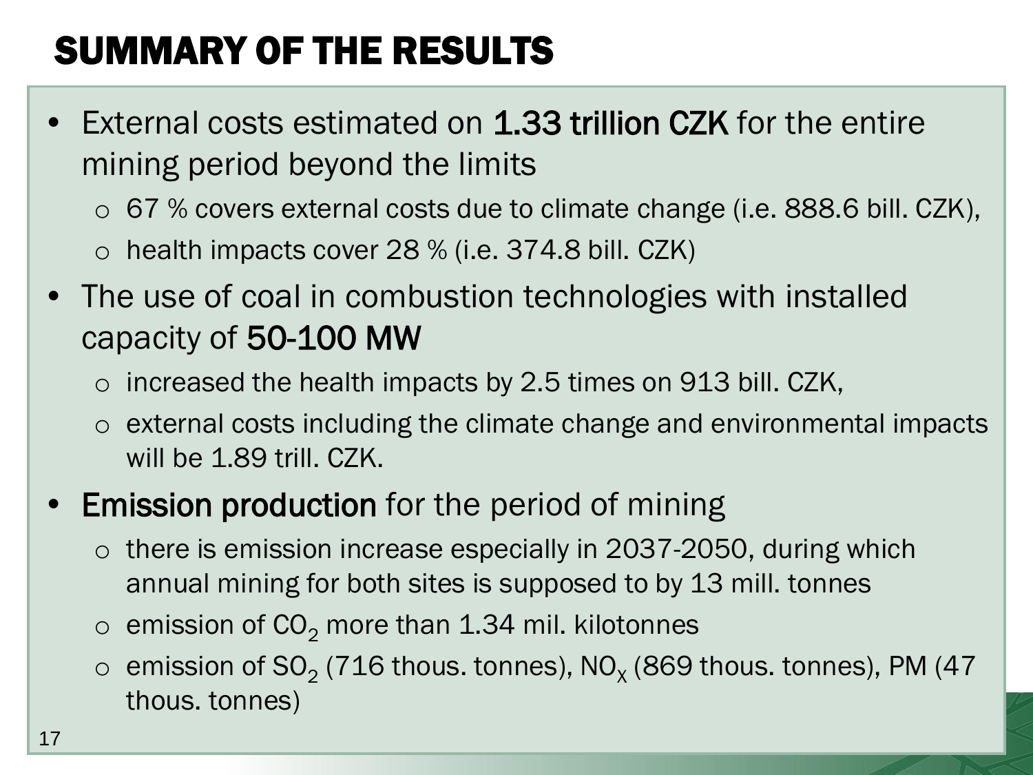# SUMMARY OF THE RESULTS

- External costs estimated on **1.33 trillion CZK** for the entire mining period beyond the limits
  - 67 % covers external costs due to climate change (i.e. 888.6 bill. CZK),
  - health impacts cover 28 % (i.e. 374.8 bill. CZK)
- The use of coal in combustion technologies with installed capacity of **50-100 MW**
  - increased the health impacts by 2.5 times on 913 bill. CZK,
  - external costs including the climate change and environmental impacts will be 1.89 trill. CZK.
- **Emission production** for the period of mining
  - there is emission increase especially in 2037-2050, during which annual mining for both sites is supposed to by 13 mill. tonnes
  - emission of $CO_2$ more than 1.34 mil. kilotonnes
  - emission of $SO_2$ (716 thous. tonnes), $NO_X$ (869 thous. tonnes), PM (47 thous. tonnes)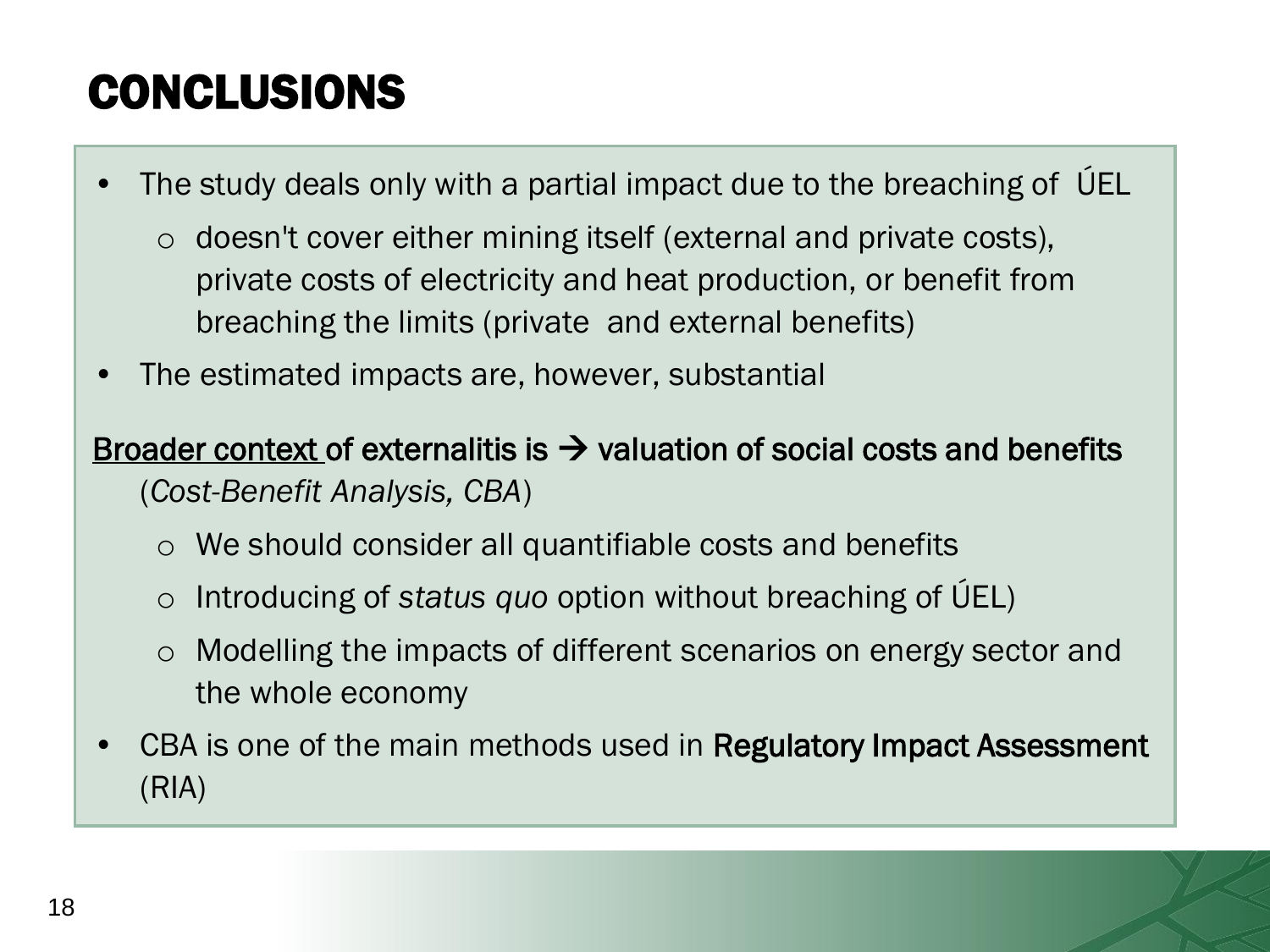# CONCLUSIONS

- The study deals only with a partial impact due to the breaching of ÚEL
  - doesn't cover either mining itself (external and private costs), private costs of electricity and heat production, or benefit from breaching the limits (private and external benefits)
- The estimated impacts are, however, substantial

**Broader context of externalitis is → valuation of social costs and benefits** (*Cost-Benefit Analysis, CBA*)

- We should consider all quantifiable costs and benefits
- Introducing of *status quo* option without breaching of ÚEL)
- Modelling the impacts of different scenarios on energy sector and the whole economy

- CBA is one of the main methods used in **Regulatory Impact Assessment** (RIA)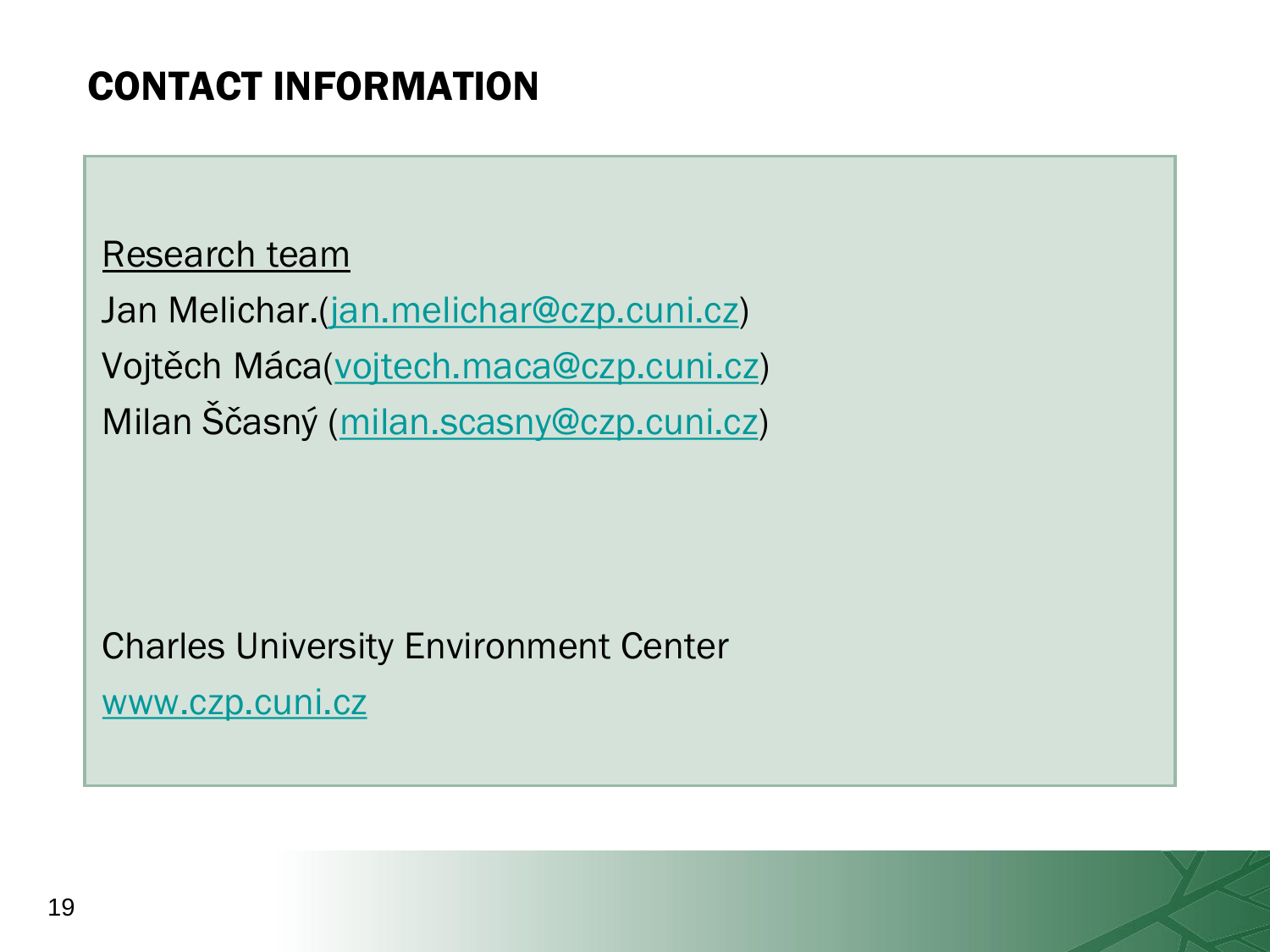# CONTACT INFORMATION

Research team

Jan Melichar.(jan.melichar@czp.cuni.cz)

Vojtěch Máca(vojtech.maca@czp.cuni.cz)

Milan Ščasný (milan.scasny@czp.cuni.cz)

Charles University Environment Center

www.czp.cuni.cz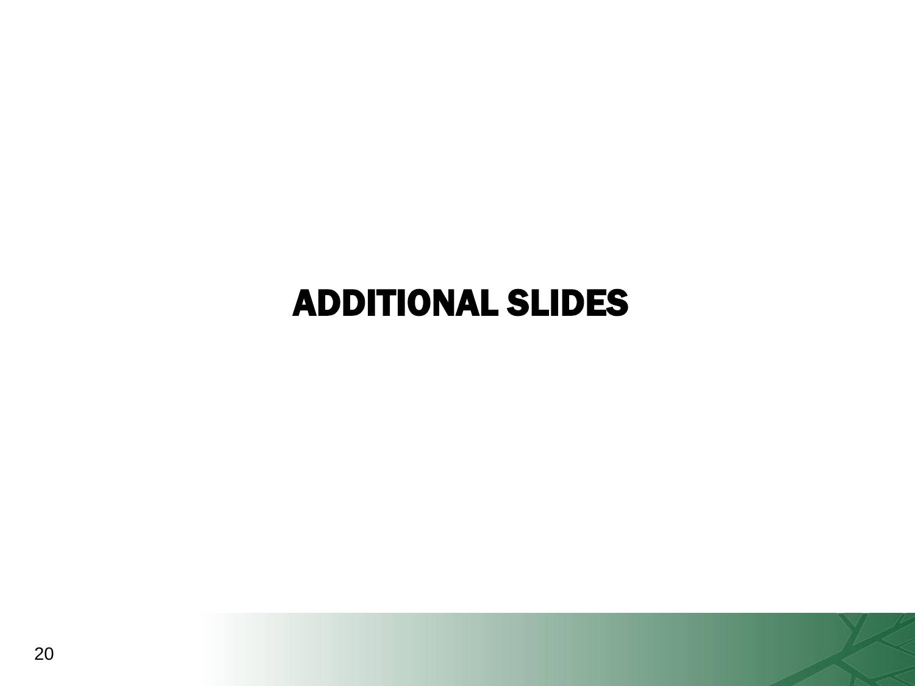# ADDITIONAL SLIDES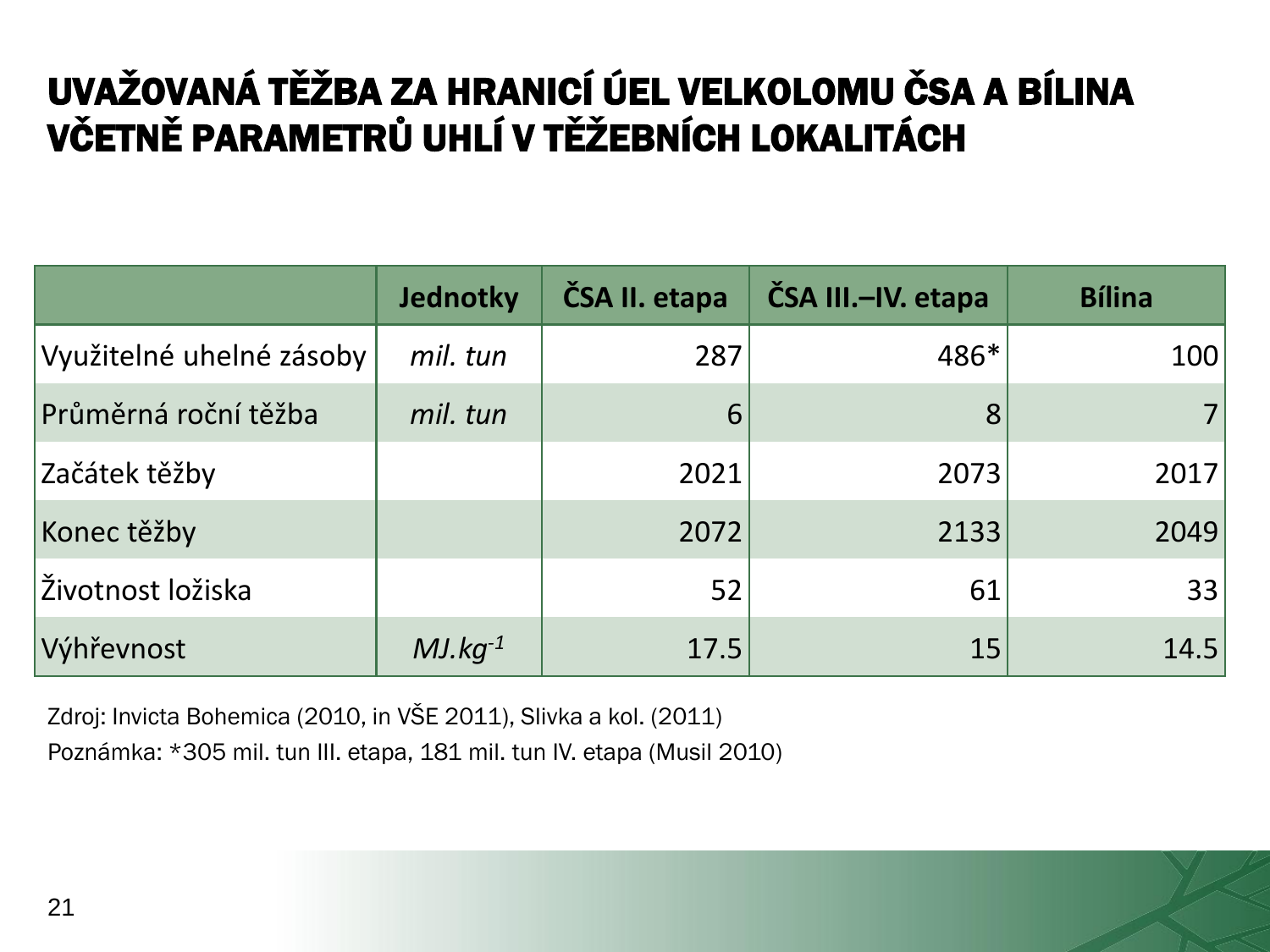# UVAŽOVANÁ TĚŽBA ZA HRANICÍ ÚEL VELKOLOMU ČSA A BÍLINA VČETNĚ PARAMETRŮ UHLÍ V TĚŽEBNÍCH LOKALITÁCH

| | Jednotky | ČSA II. etapa | ČSA III.–IV. etapa | Bílina |
|---|---|---|---|---|
| Využitelné uhelné zásoby | *mil. tun* | 287 | 486* | 100 |
| Průměrná roční těžba | *mil. tun* | 6 | 8 | 7 |
| Začátek těžby | | 2021 | 2073 | 2017 |
| Konec těžby | | 2072 | 2133 | 2049 |
| Životnost ložiska | | 52 | 61 | 33 |
| Výhřevnost | $MJ.kg^{-1}$ | 17.5 | 15 | 14.5 |

Zdroj: Invicta Bohemica (2010, in VŠE 2011), Slivka a kol. (2011)

Poznámka: *305 mil. tun III. etapa, 181 mil. tun IV. etapa (Musil 2010)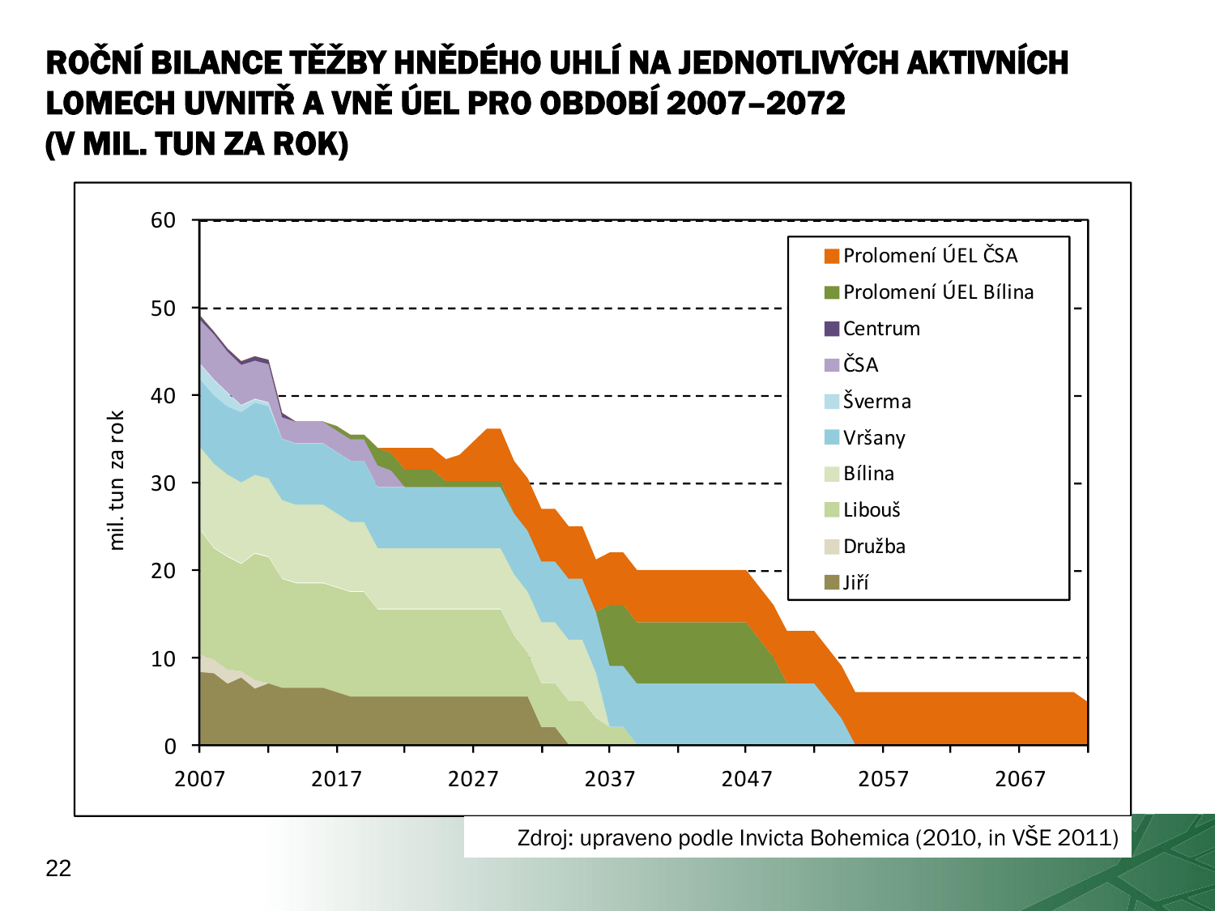# ROČNÍ BILANCE TĚŽBY HNĚDÉHO UHLÍ NA JEDNOTLIVÝCH AKTIVNÍCH LOMECH UVNITŘ A VNĚ ÚEL PRO OBDOBÍ 2007–2072 (V MIL. TUN ZA ROK)

Zdroj: upraveno podle Invicta Bohemica (2010, in VŠE 2011)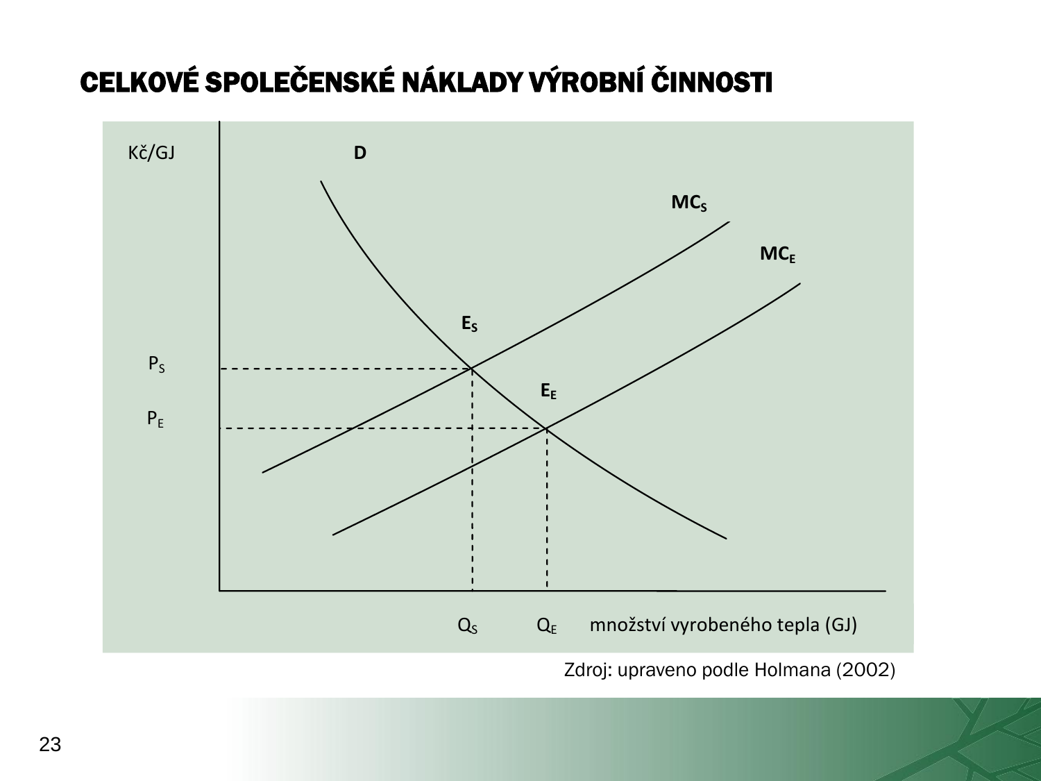# CELKOVÉ SPOLEČENSKÉ NÁKLADY VÝROBNÍ ČINNOSTI

Kč/GJ

D

$MC_S$

$MC_E$

$E_S$

$E_E$

$P_S$

$P_E$

$Q_S$ $Q_E$ množství vyrobeného tepla (GJ)

Zdroj: upraveno podle Holmana (2002)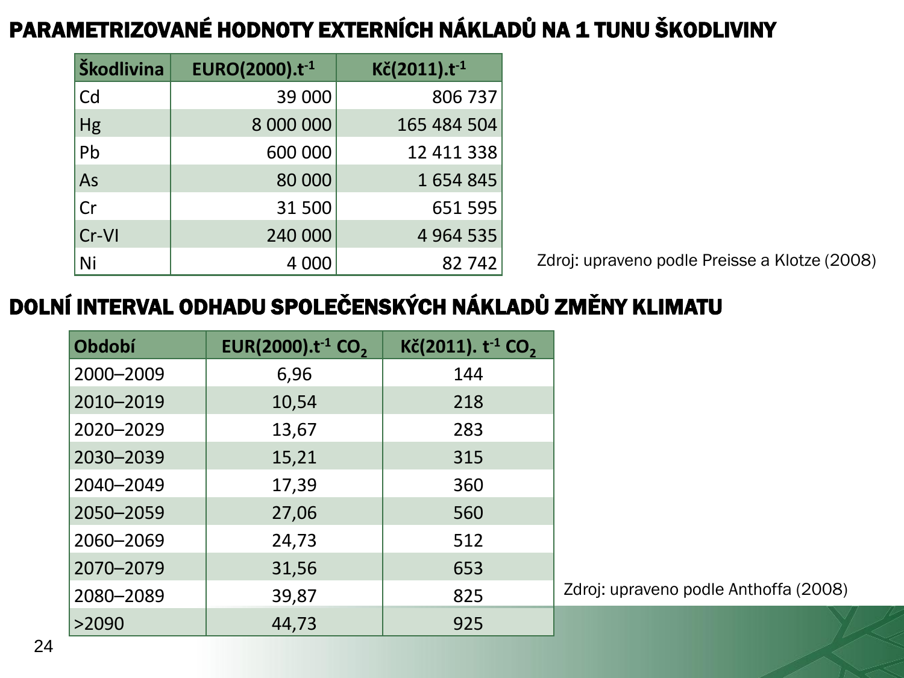## PARAMETRIZOVANÉ HODNOTY EXTERNÍCH NÁKLADŮ NA 1 TUNU ŠKODLIVINY

| Škodlivina | EURO(2000).$t^{-1}$ | Kč(2011).$t^{-1}$ |
|---|---|---|
| Cd | 39 000 | 806 737 |
| Hg | 8 000 000 | 165 484 504 |
| Pb | 600 000 | 12 411 338 |
| As | 80 000 | 1 654 845 |
| Cr | 31 500 | 651 595 |
| Cr-VI | 240 000 | 4 964 535 |
| Ni | 4 000 | 82 742 |

Zdroj: upraveno podle Preisse a Klotze (2008)

## DOLNÍ INTERVAL ODHADU SPOLEČENSKÝCH NÁKLADŮ ZMĚNY KLIMATU

| Období | EUR(2000).$t^{-1}$ $CO_2$ | Kč(2011). $t^{-1}$ $CO_2$ |
|---|---|---|
| 2000–2009 | 6,96 | 144 |
| 2010–2019 | 10,54 | 218 |
| 2020–2029 | 13,67 | 283 |
| 2030–2039 | 15,21 | 315 |
| 2040–2049 | 17,39 | 360 |
| 2050–2059 | 27,06 | 560 |
| 2060–2069 | 24,73 | 512 |
| 2070–2079 | 31,56 | 653 |
| 2080–2089 | 39,87 | 825 |
| >2090 | 44,73 | 925 |

Zdroj: upraveno podle Anthoffa (2008)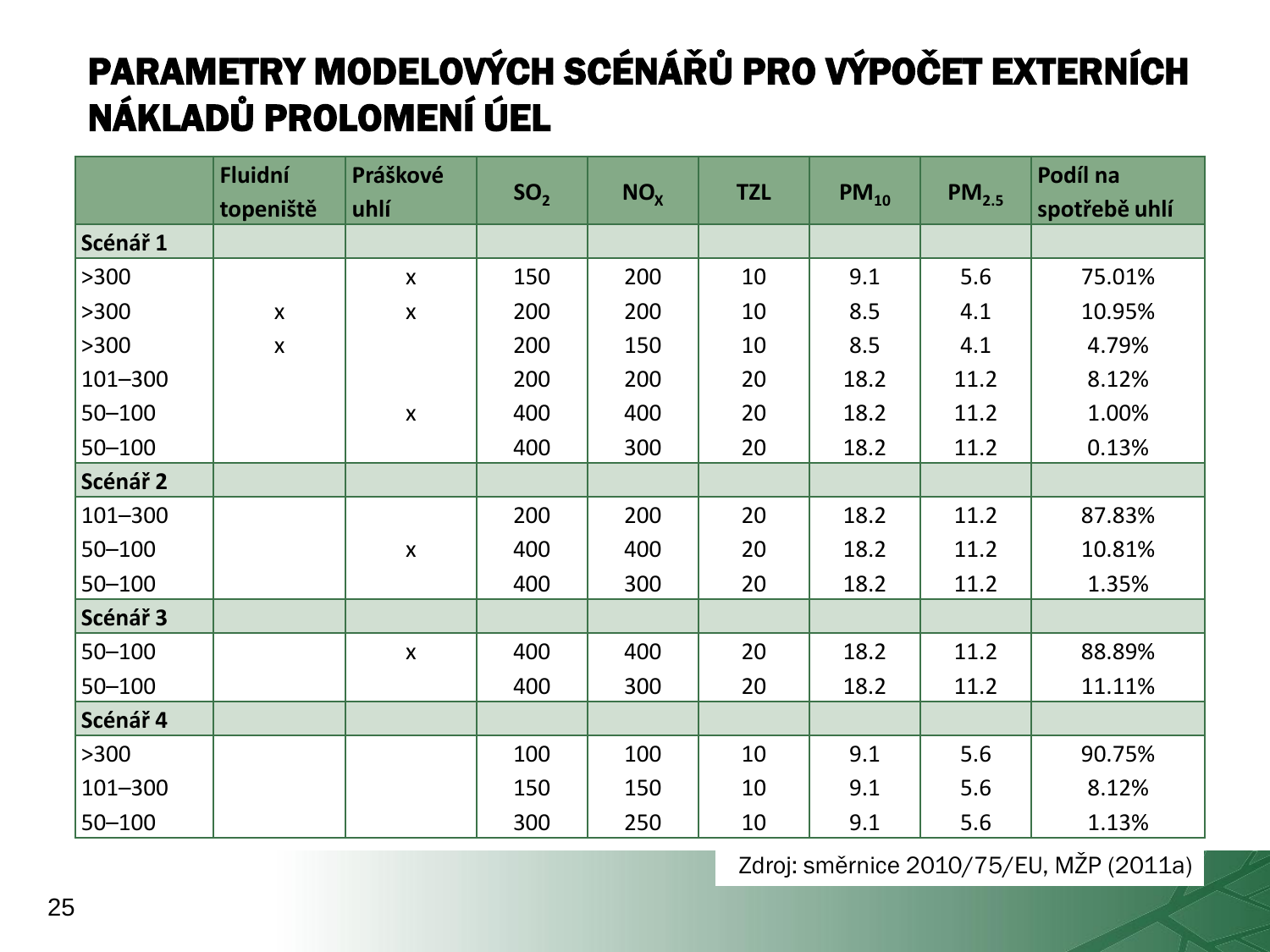# PARAMETRY MODELOVÝCH SCÉNÁŘŮ PRO VÝPOČET EXTERNÍCH NÁKLADŮ PROLOMENÍ ÚEL

| | Fluidní topeniště | Práškové uhlí | $SO_2$ | $NO_X$ | TZL | $PM_{10}$ | $PM_{2.5}$ | Podíl na spotřebě uhlí |
|---|---|---|---|---|---|---|---|---|
| **Scénář 1** | | | | | | | | |
| >300 | | x | 150 | 200 | 10 | 9.1 | 5.6 | 75.01% |
| >300 | x | x | 200 | 200 | 10 | 8.5 | 4.1 | 10.95% |
| >300 | x | | 200 | 150 | 10 | 8.5 | 4.1 | 4.79% |
| 101–300 | | | 200 | 200 | 20 | 18.2 | 11.2 | 8.12% |
| 50–100 | | x | 400 | 400 | 20 | 18.2 | 11.2 | 1.00% |
| 50–100 | | | 400 | 300 | 20 | 18.2 | 11.2 | 0.13% |
| **Scénář 2** | | | | | | | | |
| 101–300 | | | 200 | 200 | 20 | 18.2 | 11.2 | 87.83% |
| 50–100 | | x | 400 | 400 | 20 | 18.2 | 11.2 | 10.81% |
| 50–100 | | | 400 | 300 | 20 | 18.2 | 11.2 | 1.35% |
| **Scénář 3** | | | | | | | | |
| 50–100 | | x | 400 | 400 | 20 | 18.2 | 11.2 | 88.89% |
| 50–100 | | | 400 | 300 | 20 | 18.2 | 11.2 | 11.11% |
| **Scénář 4** | | | | | | | | |
| >300 | | | 100 | 100 | 10 | 9.1 | 5.6 | 90.75% |
| 101–300 | | | 150 | 150 | 10 | 9.1 | 5.6 | 8.12% |
| 50–100 | | | 300 | 250 | 10 | 9.1 | 5.6 | 1.13% |

Zdroj: směrnice 2010/75/EU, MŽP (2011a)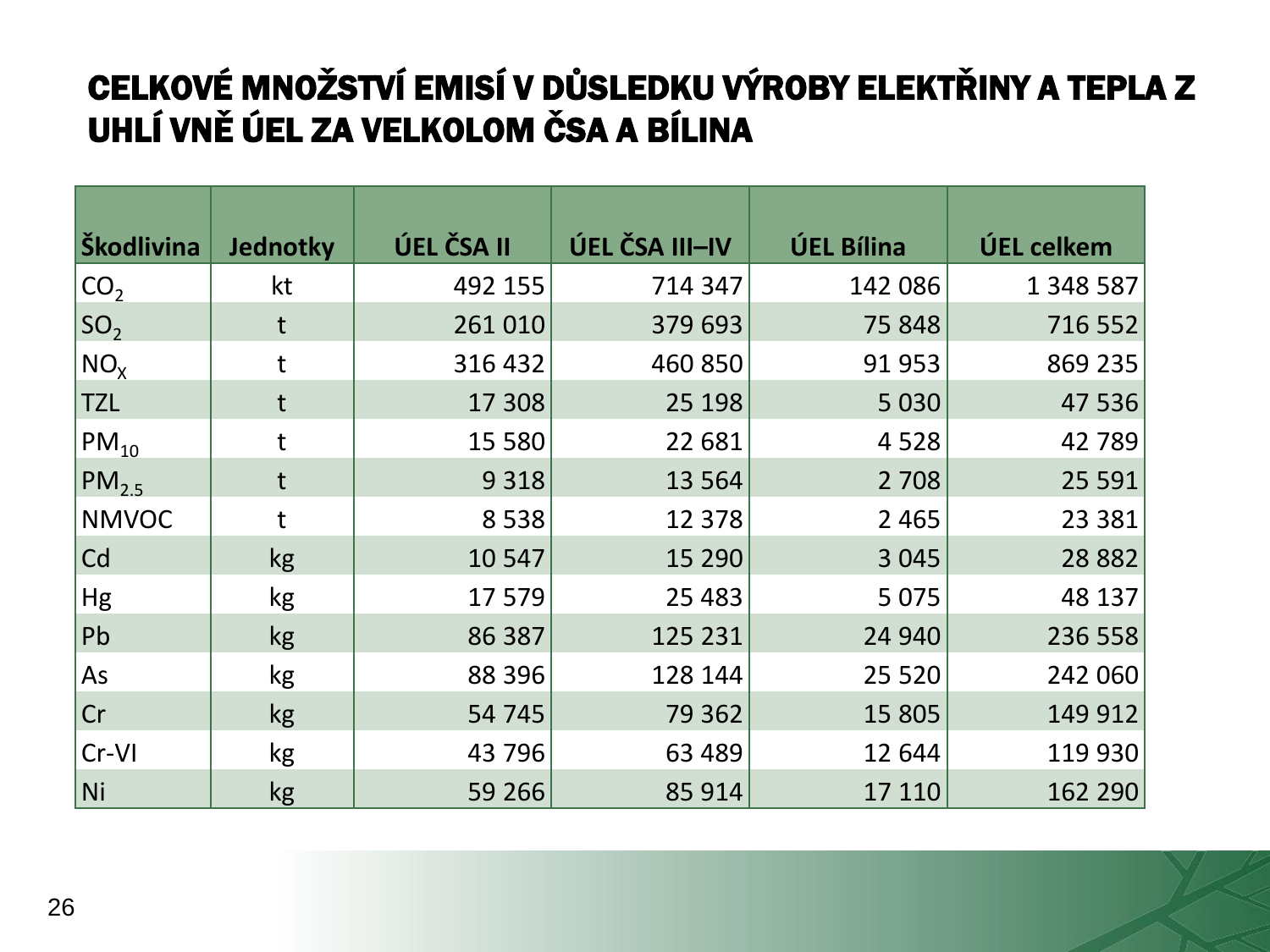# CELKOVÉ MNOŽSTVÍ EMISÍ V DŮSLEDKU VÝROBY ELEKTŘINY A TEPLA Z UHLÍ VNĚ ÚEL ZA VELKOLOM ČSA A BÍLINA

| Škodlivina | Jednotky | ÚEL ČSA II | ÚEL ČSA III–IV | ÚEL Bílina | ÚEL celkem |
|---|---|---|---|---|---|
| $CO_2$ | kt | 492 155 | 714 347 | 142 086 | 1 348 587 |
| $SO_2$ | t | 261 010 | 379 693 | 75 848 | 716 552 |
| $NO_X$ | t | 316 432 | 460 850 | 91 953 | 869 235 |
| TZL | t | 17 308 | 25 198 | 5 030 | 47 536 |
| $PM_{10}$ | t | 15 580 | 22 681 | 4 528 | 42 789 |
| $PM_{2.5}$ | t | 9 318 | 13 564 | 2 708 | 25 591 |
| NMVOC | t | 8 538 | 12 378 | 2 465 | 23 381 |
| Cd | kg | 10 547 | 15 290 | 3 045 | 28 882 |
| Hg | kg | 17 579 | 25 483 | 5 075 | 48 137 |
| Pb | kg | 86 387 | 125 231 | 24 940 | 236 558 |
| As | kg | 88 396 | 128 144 | 25 520 | 242 060 |
| Cr | kg | 54 745 | 79 362 | 15 805 | 149 912 |
| Cr-VI | kg | 43 796 | 63 489 | 12 644 | 119 930 |
| Ni | kg | 59 266 | 85 914 | 17 110 | 162 290 |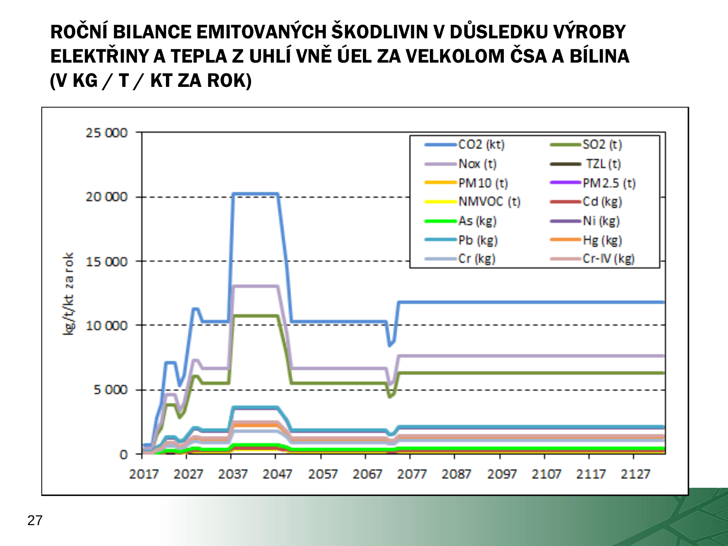# ROČNÍ BILANCE EMITOVANÝCH ŠKODLIVIN V DŮSLEDKU VÝROBY ELEKTŘINY A TEPLA Z UHLÍ VNĚ ÚEL ZA VELKOLOM ČSA A BÍLINA (V KG / T / KT ZA ROK)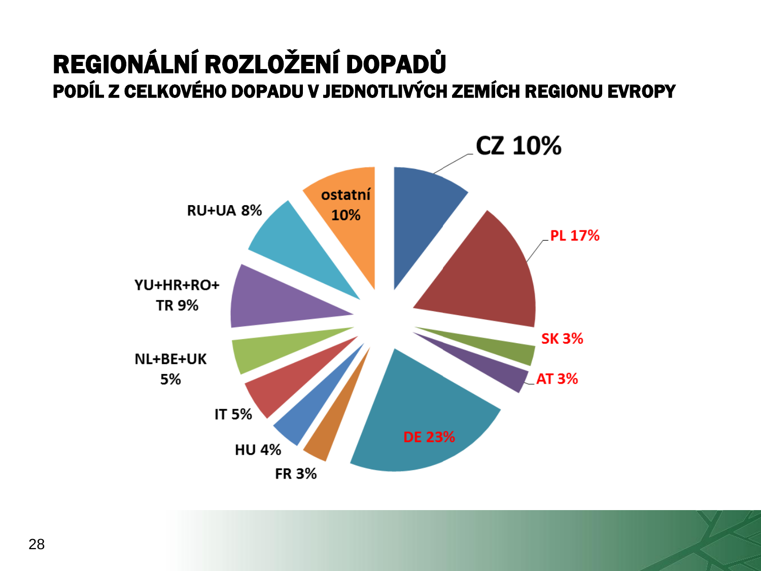# REGIONÁLNÍ ROZLOŽENÍ DOPADŮ

## PODÍL Z CELKOVÉHO DOPADU V JEDNOTLIVÝCH ZEMÍCH REGIONU EVROPY

CZ 10%

PL 17%

SK 3%

AT 3%

DE 23%

FR 3%

HU 4%

IT 5%

NL+BE+UK 5%

YU+HR+RO+ TR 9%

RU+UA 8%

ostatní 10%